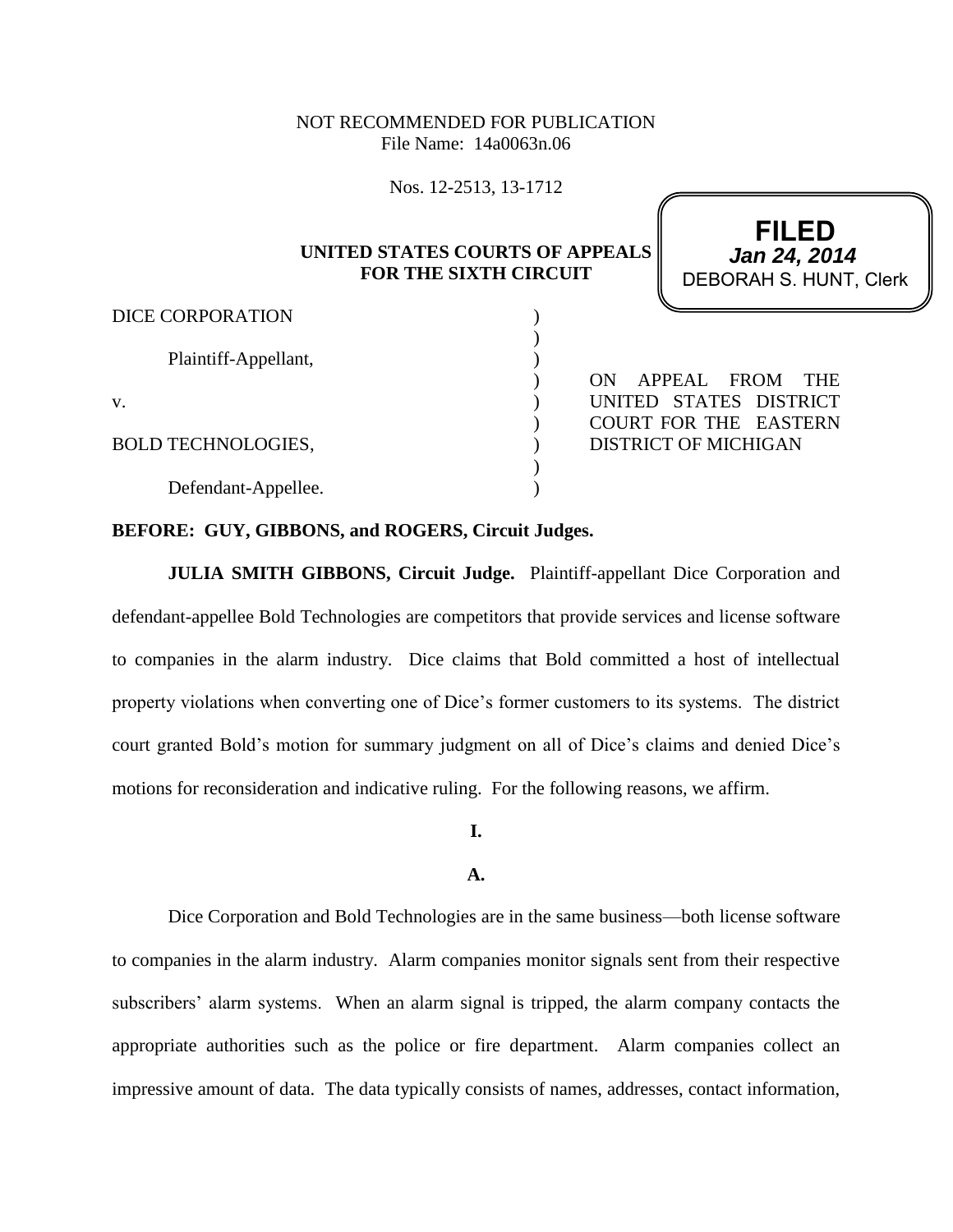NOT RECOMMENDED FOR PUBLICATION
File Name: 14a0063n.06

Nos. 12-2513, 13-1712

**UNITED STATES COURTS OF APPEALS FOR THE SIXTH CIRCUIT**

**FILED**
***Jan 24, 2014***
DEBORAH S. HUNT, Clerk

DICE CORPORATION

Plaintiff-Appellant,

v.

BOLD TECHNOLOGIES,

Defendant-Appellee.

ON APPEAL FROM THE UNITED STATES DISTRICT COURT FOR THE EASTERN DISTRICT OF MICHIGAN

**BEFORE: GUY, GIBBONS, and ROGERS, Circuit Judges.**

**JULIA SMITH GIBBONS, Circuit Judge.** Plaintiff-appellant Dice Corporation and defendant-appellee Bold Technologies are competitors that provide services and license software to companies in the alarm industry. Dice claims that Bold committed a host of intellectual property violations when converting one of Dice's former customers to its systems. The district court granted Bold's motion for summary judgment on all of Dice's claims and denied Dice's motions for reconsideration and indicative ruling. For the following reasons, we affirm.

## I.

### A.

Dice Corporation and Bold Technologies are in the same business—both license software to companies in the alarm industry. Alarm companies monitor signals sent from their respective subscribers' alarm systems. When an alarm signal is tripped, the alarm company contacts the appropriate authorities such as the police or fire department. Alarm companies collect an impressive amount of data. The data typically consists of names, addresses, contact information,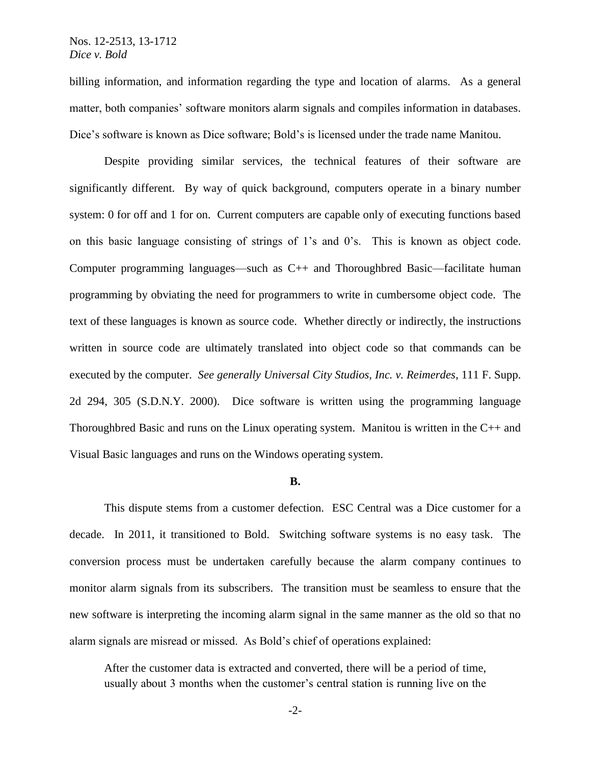billing information, and information regarding the type and location of alarms. As a general matter, both companies' software monitors alarm signals and compiles information in databases. Dice's software is known as Dice software; Bold's is licensed under the trade name Manitou.

Despite providing similar services, the technical features of their software are significantly different. By way of quick background, computers operate in a binary number system: 0 for off and 1 for on. Current computers are capable only of executing functions based on this basic language consisting of strings of 1's and 0's. This is known as object code. Computer programming languages—such as C++ and Thoroughbred Basic—facilitate human programming by obviating the need for programmers to write in cumbersome object code. The text of these languages is known as source code. Whether directly or indirectly, the instructions written in source code are ultimately translated into object code so that commands can be executed by the computer. *See generally Universal City Studios, Inc. v. Reimerdes*, 111 F. Supp. 2d 294, 305 (S.D.N.Y. 2000). Dice software is written using the programming language Thoroughbred Basic and runs on the Linux operating system. Manitou is written in the C++ and Visual Basic languages and runs on the Windows operating system.

**B.**

This dispute stems from a customer defection. ESC Central was a Dice customer for a decade. In 2011, it transitioned to Bold. Switching software systems is no easy task. The conversion process must be undertaken carefully because the alarm company continues to monitor alarm signals from its subscribers. The transition must be seamless to ensure that the new software is interpreting the incoming alarm signal in the same manner as the old so that no alarm signals are misread or missed. As Bold's chief of operations explained:

> After the customer data is extracted and converted, there will be a period of time, usually about 3 months when the customer's central station is running live on the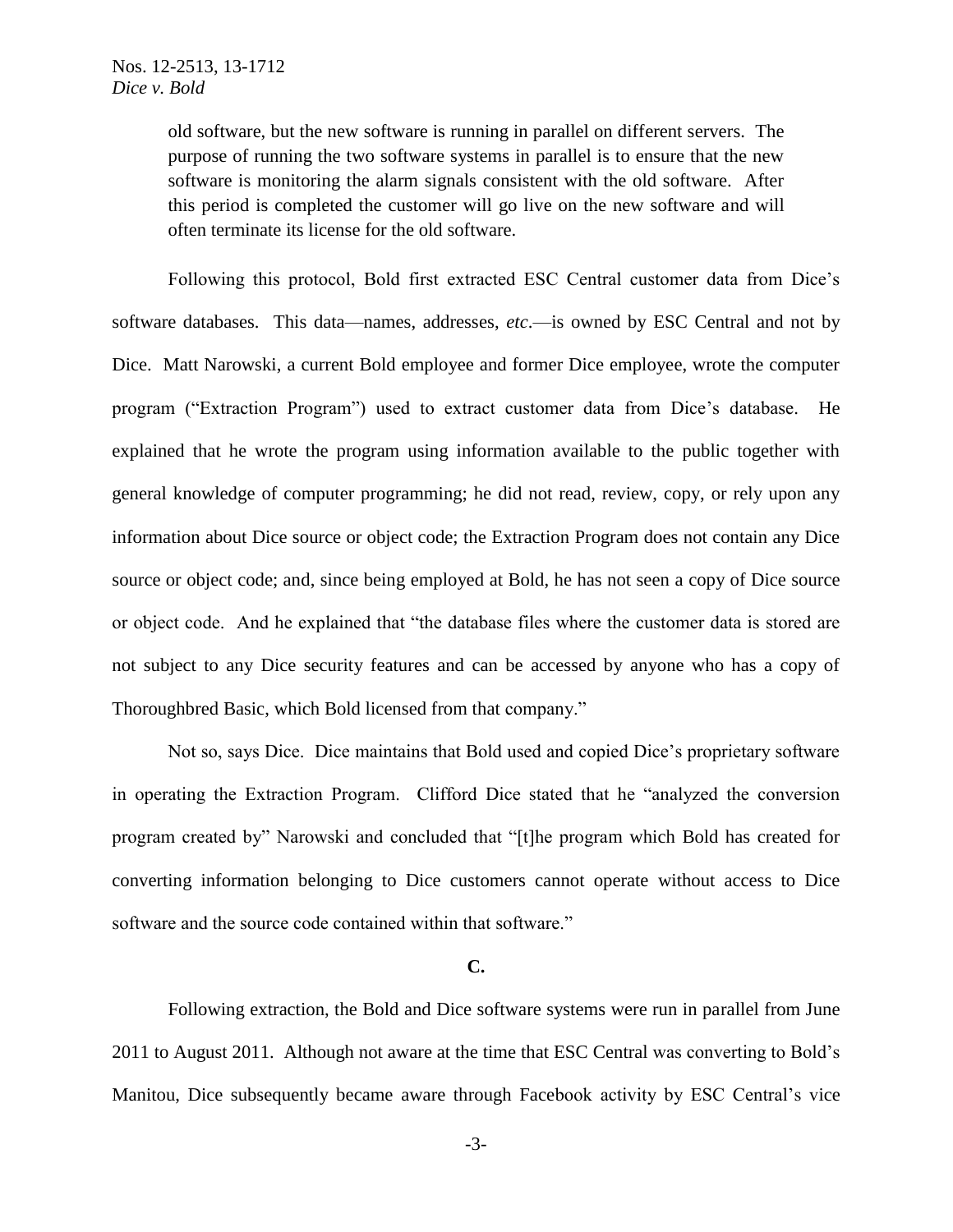> old software, but the new software is running in parallel on different servers. The purpose of running the two software systems in parallel is to ensure that the new software is monitoring the alarm signals consistent with the old software. After this period is completed the customer will go live on the new software and will often terminate its license for the old software.

Following this protocol, Bold first extracted ESC Central customer data from Dice's software databases. This data—names, addresses, *etc*.—is owned by ESC Central and not by Dice. Matt Narowski, a current Bold employee and former Dice employee, wrote the computer program ("Extraction Program") used to extract customer data from Dice's database. He explained that he wrote the program using information available to the public together with general knowledge of computer programming; he did not read, review, copy, or rely upon any information about Dice source or object code; the Extraction Program does not contain any Dice source or object code; and, since being employed at Bold, he has not seen a copy of Dice source or object code. And he explained that "the database files where the customer data is stored are not subject to any Dice security features and can be accessed by anyone who has a copy of Thoroughbred Basic, which Bold licensed from that company."

Not so, says Dice. Dice maintains that Bold used and copied Dice's proprietary software in operating the Extraction Program. Clifford Dice stated that he "analyzed the conversion program created by" Narowski and concluded that "[t]he program which Bold has created for converting information belonging to Dice customers cannot operate without access to Dice software and the source code contained within that software."

**C.**

Following extraction, the Bold and Dice software systems were run in parallel from June 2011 to August 2011. Although not aware at the time that ESC Central was converting to Bold's Manitou, Dice subsequently became aware through Facebook activity by ESC Central's vice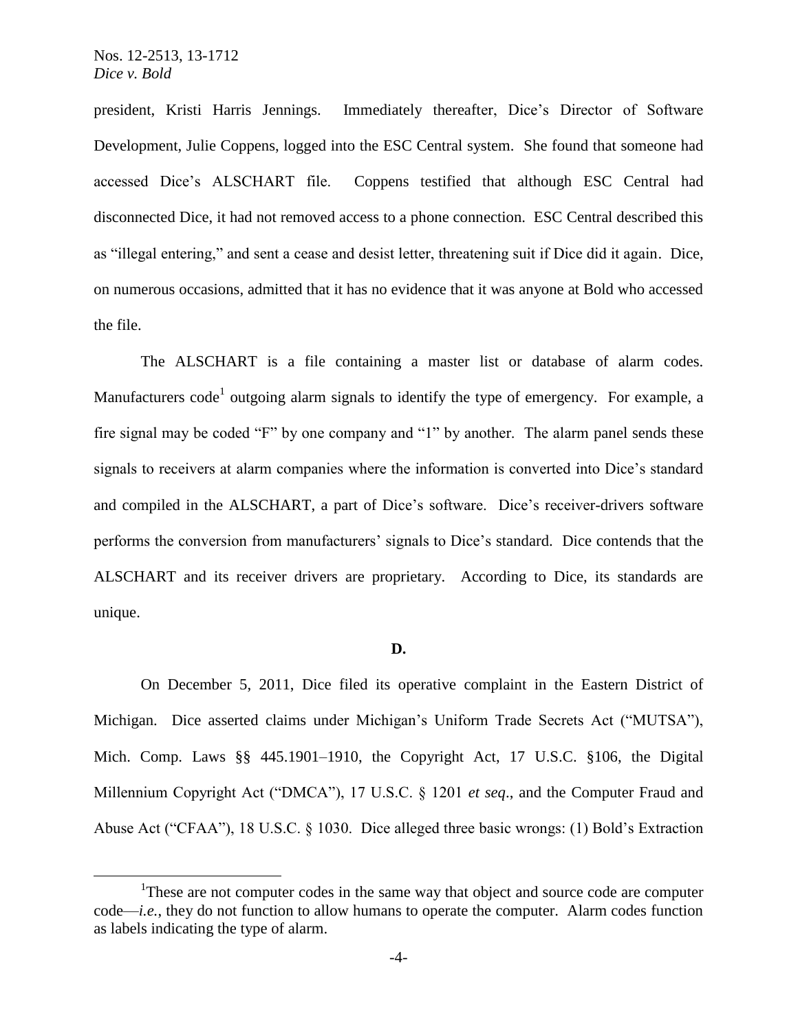president, Kristi Harris Jennings. Immediately thereafter, Dice's Director of Software Development, Julie Coppens, logged into the ESC Central system. She found that someone had accessed Dice's ALSCHART file. Coppens testified that although ESC Central had disconnected Dice, it had not removed access to a phone connection. ESC Central described this as "illegal entering," and sent a cease and desist letter, threatening suit if Dice did it again. Dice, on numerous occasions, admitted that it has no evidence that it was anyone at Bold who accessed the file.

The ALSCHART is a file containing a master list or database of alarm codes. Manufacturers code[1] outgoing alarm signals to identify the type of emergency. For example, a fire signal may be coded "F" by one company and "1" by another. The alarm panel sends these signals to receivers at alarm companies where the information is converted into Dice's standard and compiled in the ALSCHART, a part of Dice's software. Dice's receiver-drivers software performs the conversion from manufacturers' signals to Dice's standard. Dice contends that the ALSCHART and its receiver drivers are proprietary. According to Dice, its standards are unique.

**D.**

On December 5, 2011, Dice filed its operative complaint in the Eastern District of Michigan. Dice asserted claims under Michigan's Uniform Trade Secrets Act ("MUTSA"), Mich. Comp. Laws §§ 445.1901–1910, the Copyright Act, 17 U.S.C. §106, the Digital Millennium Copyright Act ("DMCA"), 17 U.S.C. § 1201 *et seq*., and the Computer Fraud and Abuse Act ("CFAA"), 18 U.S.C. § 1030. Dice alleged three basic wrongs: (1) Bold's Extraction

---

[1] These are not computer codes in the same way that object and source code are computer code—*i.e.*, they do not function to allow humans to operate the computer. Alarm codes function as labels indicating the type of alarm.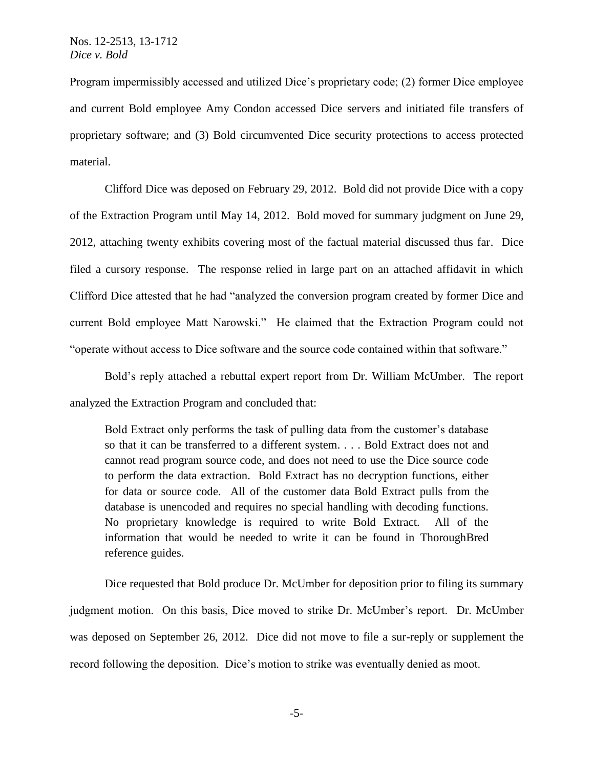Program impermissibly accessed and utilized Dice's proprietary code; (2) former Dice employee and current Bold employee Amy Condon accessed Dice servers and initiated file transfers of proprietary software; and (3) Bold circumvented Dice security protections to access protected material.

Clifford Dice was deposed on February 29, 2012. Bold did not provide Dice with a copy of the Extraction Program until May 14, 2012. Bold moved for summary judgment on June 29, 2012, attaching twenty exhibits covering most of the factual material discussed thus far. Dice filed a cursory response. The response relied in large part on an attached affidavit in which Clifford Dice attested that he had "analyzed the conversion program created by former Dice and current Bold employee Matt Narowski." He claimed that the Extraction Program could not "operate without access to Dice software and the source code contained within that software."

Bold's reply attached a rebuttal expert report from Dr. William McUmber. The report analyzed the Extraction Program and concluded that:

> Bold Extract only performs the task of pulling data from the customer's database so that it can be transferred to a different system. . . . Bold Extract does not and cannot read program source code, and does not need to use the Dice source code to perform the data extraction. Bold Extract has no decryption functions, either for data or source code. All of the customer data Bold Extract pulls from the database is unencoded and requires no special handling with decoding functions. No proprietary knowledge is required to write Bold Extract. All of the information that would be needed to write it can be found in ThoroughBred reference guides.

Dice requested that Bold produce Dr. McUmber for deposition prior to filing its summary judgment motion. On this basis, Dice moved to strike Dr. McUmber's report. Dr. McUmber was deposed on September 26, 2012. Dice did not move to file a sur-reply or supplement the record following the deposition. Dice's motion to strike was eventually denied as moot.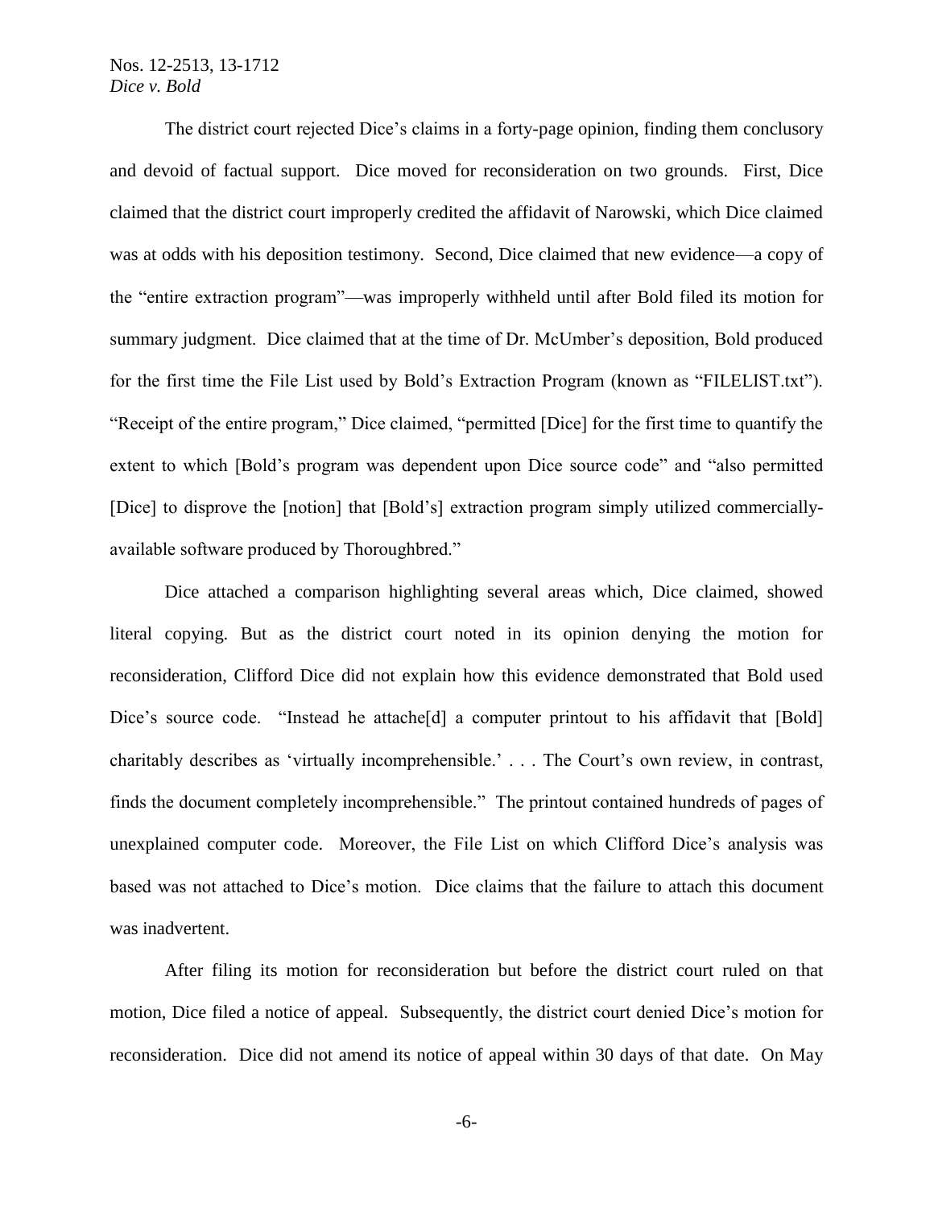The district court rejected Dice's claims in a forty-page opinion, finding them conclusory and devoid of factual support. Dice moved for reconsideration on two grounds. First, Dice claimed that the district court improperly credited the affidavit of Narowski, which Dice claimed was at odds with his deposition testimony. Second, Dice claimed that new evidence—a copy of the "entire extraction program"—was improperly withheld until after Bold filed its motion for summary judgment. Dice claimed that at the time of Dr. McUmber's deposition, Bold produced for the first time the File List used by Bold's Extraction Program (known as "FILELIST.txt"). "Receipt of the entire program," Dice claimed, "permitted [Dice] for the first time to quantify the extent to which [Bold's program was dependent upon Dice source code" and "also permitted [Dice] to disprove the [notion] that [Bold's] extraction program simply utilized commercially-available software produced by Thoroughbred."

Dice attached a comparison highlighting several areas which, Dice claimed, showed literal copying. But as the district court noted in its opinion denying the motion for reconsideration, Clifford Dice did not explain how this evidence demonstrated that Bold used Dice's source code. "Instead he attache[d] a computer printout to his affidavit that [Bold] charitably describes as 'virtually incomprehensible.' . . . The Court's own review, in contrast, finds the document completely incomprehensible." The printout contained hundreds of pages of unexplained computer code. Moreover, the File List on which Clifford Dice's analysis was based was not attached to Dice's motion. Dice claims that the failure to attach this document was inadvertent.

After filing its motion for reconsideration but before the district court ruled on that motion, Dice filed a notice of appeal. Subsequently, the district court denied Dice's motion for reconsideration. Dice did not amend its notice of appeal within 30 days of that date. On May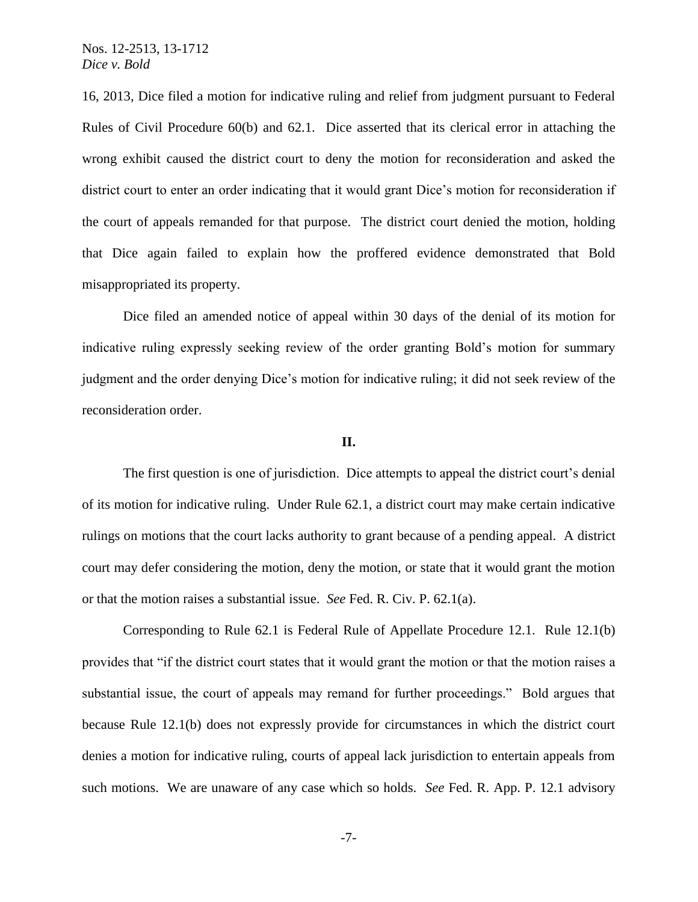16, 2013, Dice filed a motion for indicative ruling and relief from judgment pursuant to Federal Rules of Civil Procedure 60(b) and 62.1. Dice asserted that its clerical error in attaching the wrong exhibit caused the district court to deny the motion for reconsideration and asked the district court to enter an order indicating that it would grant Dice's motion for reconsideration if the court of appeals remanded for that purpose. The district court denied the motion, holding that Dice again failed to explain how the proffered evidence demonstrated that Bold misappropriated its property.

Dice filed an amended notice of appeal within 30 days of the denial of its motion for indicative ruling expressly seeking review of the order granting Bold's motion for summary judgment and the order denying Dice's motion for indicative ruling; it did not seek review of the reconsideration order.

## II.

The first question is one of jurisdiction. Dice attempts to appeal the district court's denial of its motion for indicative ruling. Under Rule 62.1, a district court may make certain indicative rulings on motions that the court lacks authority to grant because of a pending appeal. A district court may defer considering the motion, deny the motion, or state that it would grant the motion or that the motion raises a substantial issue. *See* Fed. R. Civ. P. 62.1(a).

Corresponding to Rule 62.1 is Federal Rule of Appellate Procedure 12.1. Rule 12.1(b) provides that "if the district court states that it would grant the motion or that the motion raises a substantial issue, the court of appeals may remand for further proceedings." Bold argues that because Rule 12.1(b) does not expressly provide for circumstances in which the district court denies a motion for indicative ruling, courts of appeal lack jurisdiction to entertain appeals from such motions. We are unaware of any case which so holds. *See* Fed. R. App. P. 12.1 advisory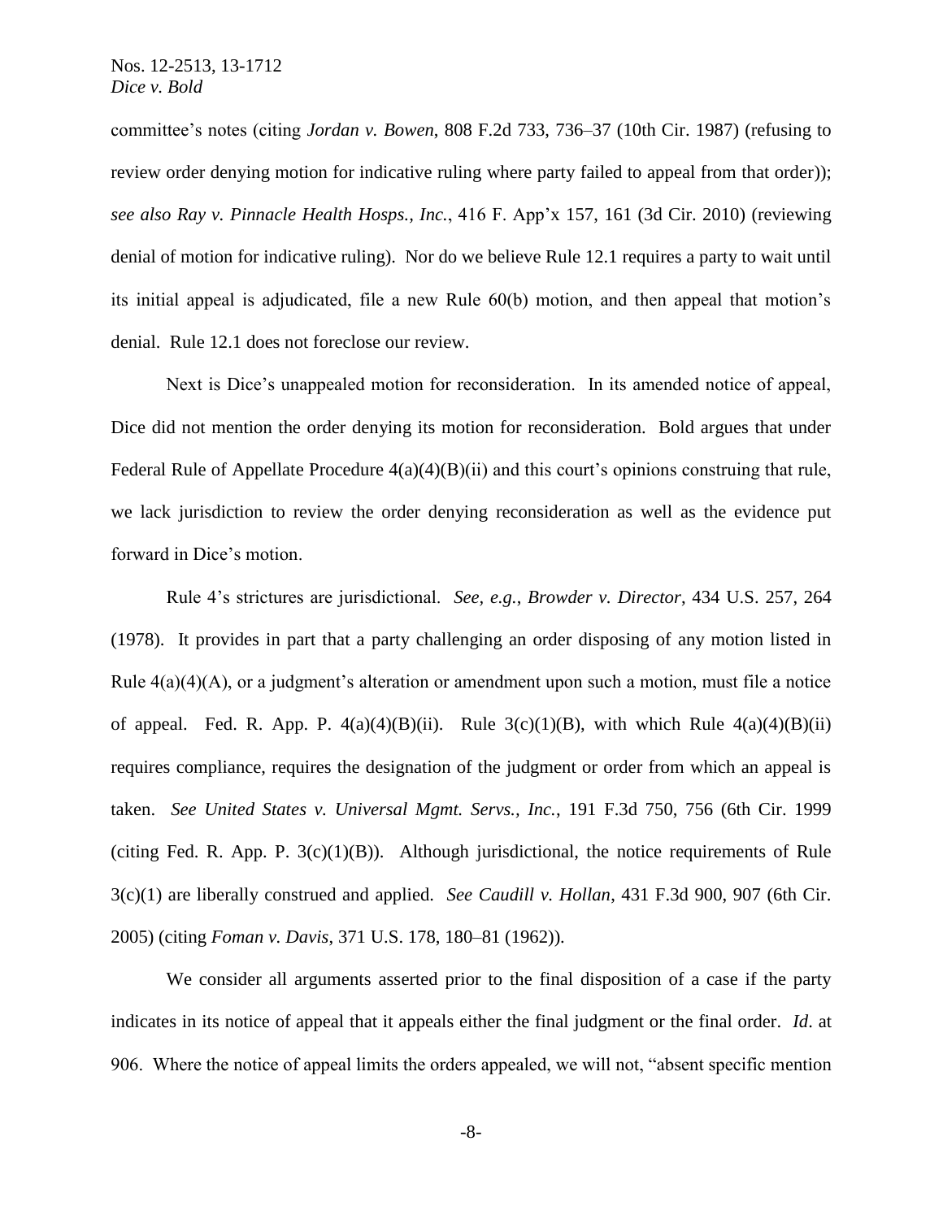committee's notes (citing *Jordan v. Bowen*, 808 F.2d 733, 736–37 (10th Cir. 1987) (refusing to review order denying motion for indicative ruling where party failed to appeal from that order)); *see also Ray v. Pinnacle Health Hosps., Inc.*, 416 F. App'x 157, 161 (3d Cir. 2010) (reviewing denial of motion for indicative ruling). Nor do we believe Rule 12.1 requires a party to wait until its initial appeal is adjudicated, file a new Rule 60(b) motion, and then appeal that motion's denial. Rule 12.1 does not foreclose our review.

Next is Dice's unappealed motion for reconsideration. In its amended notice of appeal, Dice did not mention the order denying its motion for reconsideration. Bold argues that under Federal Rule of Appellate Procedure 4(a)(4)(B)(ii) and this court's opinions construing that rule, we lack jurisdiction to review the order denying reconsideration as well as the evidence put forward in Dice's motion.

Rule 4's strictures are jurisdictional. *See, e.g.*, *Browder v. Director*, 434 U.S. 257, 264 (1978). It provides in part that a party challenging an order disposing of any motion listed in Rule 4(a)(4)(A), or a judgment's alteration or amendment upon such a motion, must file a notice of appeal. Fed. R. App. P. 4(a)(4)(B)(ii). Rule 3(c)(1)(B), with which Rule 4(a)(4)(B)(ii) requires compliance, requires the designation of the judgment or order from which an appeal is taken. *See United States v. Universal Mgmt. Servs., Inc.*, 191 F.3d 750, 756 (6th Cir. 1999 (citing Fed. R. App. P. 3(c)(1)(B)). Although jurisdictional, the notice requirements of Rule 3(c)(1) are liberally construed and applied. *See Caudill v. Hollan*, 431 F.3d 900, 907 (6th Cir. 2005) (citing *Foman v. Davis*, 371 U.S. 178, 180–81 (1962)).

We consider all arguments asserted prior to the final disposition of a case if the party indicates in its notice of appeal that it appeals either the final judgment or the final order. *Id*. at 906. Where the notice of appeal limits the orders appealed, we will not, "absent specific mention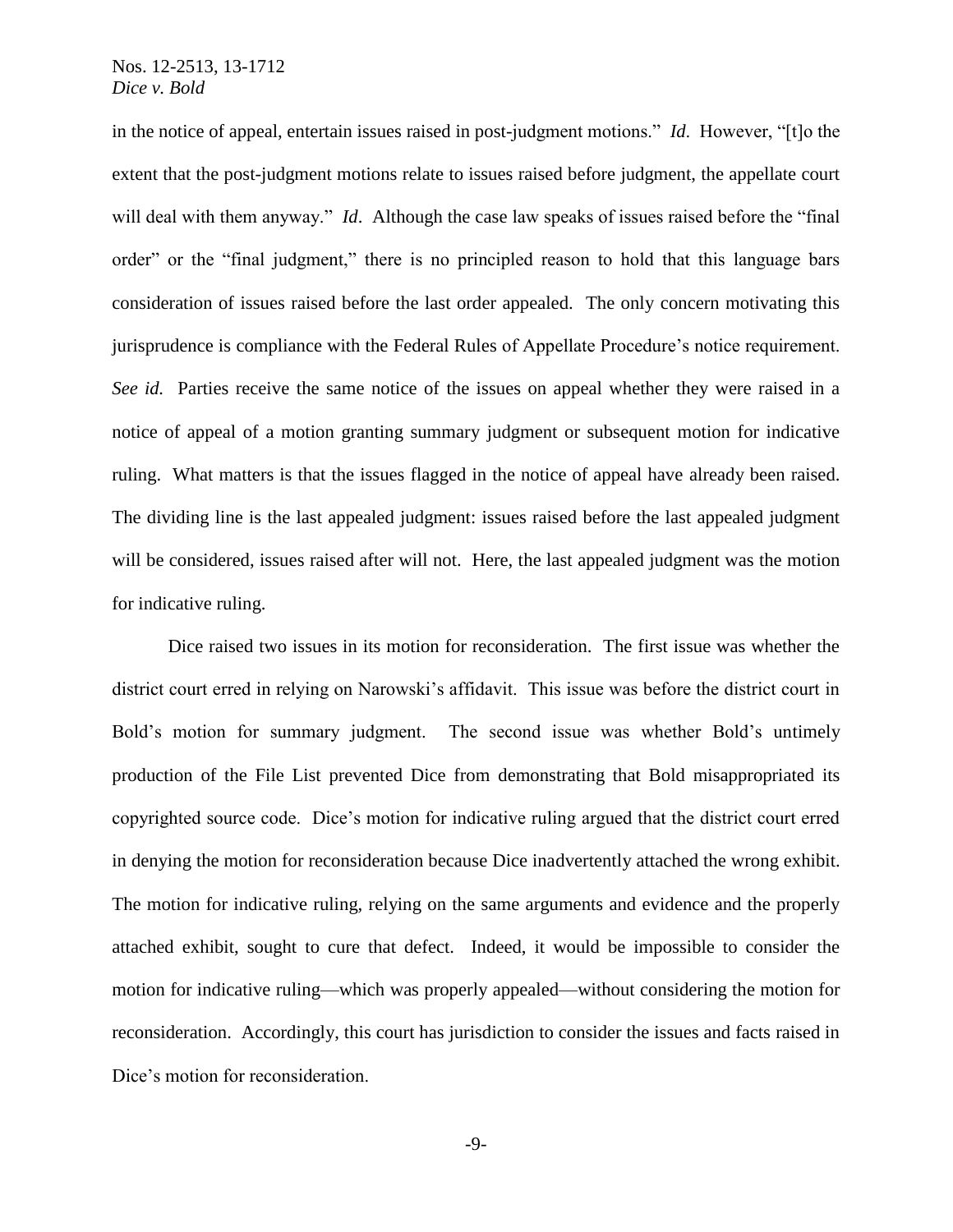in the notice of appeal, entertain issues raised in post-judgment motions." *Id*. However, "[t]o the extent that the post-judgment motions relate to issues raised before judgment, the appellate court will deal with them anyway." *Id*. Although the case law speaks of issues raised before the "final order" or the "final judgment," there is no principled reason to hold that this language bars consideration of issues raised before the last order appealed. The only concern motivating this jurisprudence is compliance with the Federal Rules of Appellate Procedure's notice requirement. *See id.* Parties receive the same notice of the issues on appeal whether they were raised in a notice of appeal of a motion granting summary judgment or subsequent motion for indicative ruling. What matters is that the issues flagged in the notice of appeal have already been raised. The dividing line is the last appealed judgment: issues raised before the last appealed judgment will be considered, issues raised after will not. Here, the last appealed judgment was the motion for indicative ruling.

Dice raised two issues in its motion for reconsideration. The first issue was whether the district court erred in relying on Narowski's affidavit. This issue was before the district court in Bold's motion for summary judgment. The second issue was whether Bold's untimely production of the File List prevented Dice from demonstrating that Bold misappropriated its copyrighted source code. Dice's motion for indicative ruling argued that the district court erred in denying the motion for reconsideration because Dice inadvertently attached the wrong exhibit. The motion for indicative ruling, relying on the same arguments and evidence and the properly attached exhibit, sought to cure that defect. Indeed, it would be impossible to consider the motion for indicative ruling—which was properly appealed—without considering the motion for reconsideration. Accordingly, this court has jurisdiction to consider the issues and facts raised in Dice's motion for reconsideration.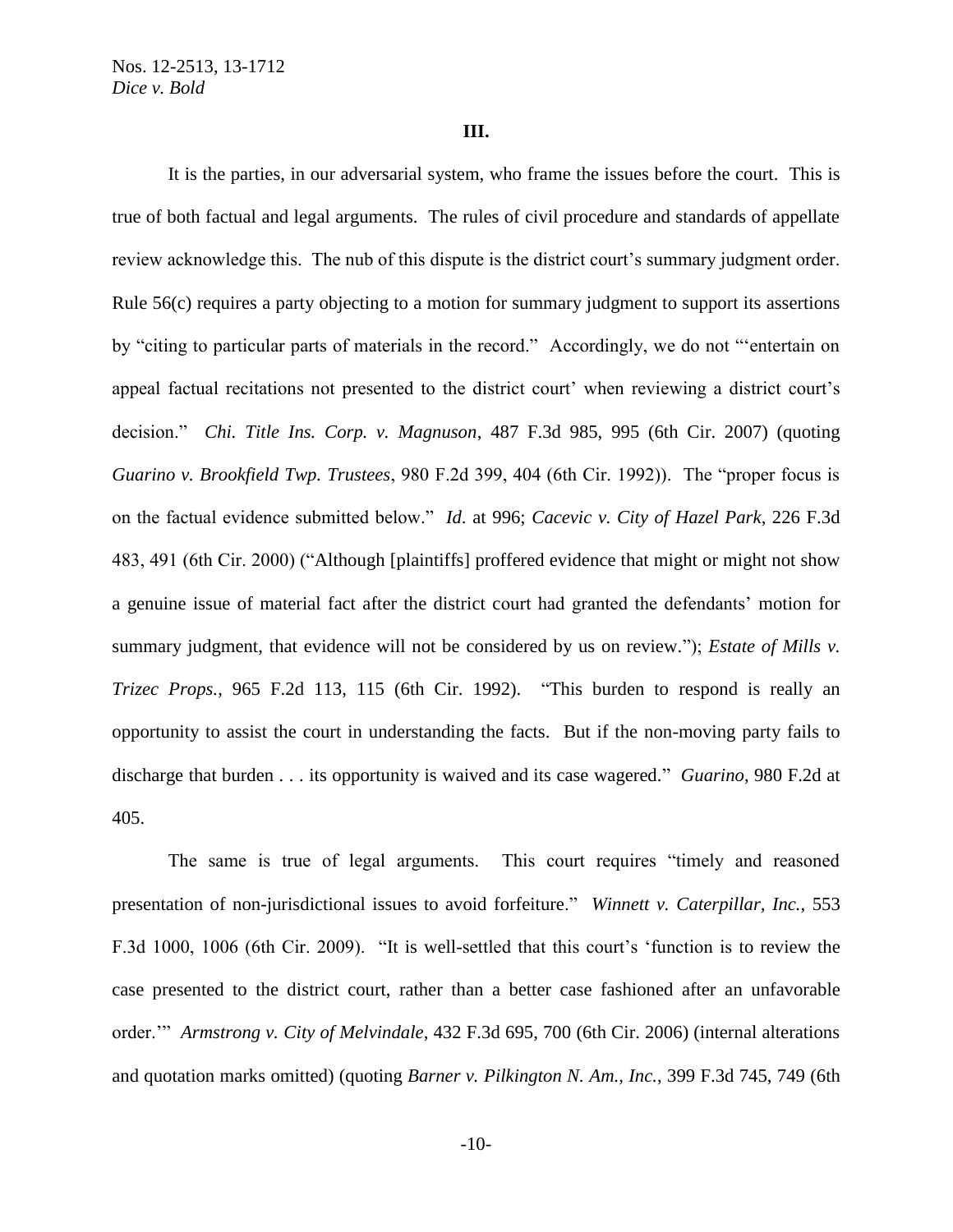## III.

It is the parties, in our adversarial system, who frame the issues before the court. This is true of both factual and legal arguments. The rules of civil procedure and standards of appellate review acknowledge this. The nub of this dispute is the district court's summary judgment order. Rule 56(c) requires a party objecting to a motion for summary judgment to support its assertions by "citing to particular parts of materials in the record." Accordingly, we do not "'entertain on appeal factual recitations not presented to the district court' when reviewing a district court's decision." *Chi. Title Ins. Corp. v. Magnuson*, 487 F.3d 985, 995 (6th Cir. 2007) (quoting *Guarino v. Brookfield Twp. Trustees*, 980 F.2d 399, 404 (6th Cir. 1992)). The "proper focus is on the factual evidence submitted below." *Id.* at 996; *Cacevic v. City of Hazel Park*, 226 F.3d 483, 491 (6th Cir. 2000) ("Although [plaintiffs] proffered evidence that might or might not show a genuine issue of material fact after the district court had granted the defendants' motion for summary judgment, that evidence will not be considered by us on review."); *Estate of Mills v. Trizec Props.*, 965 F.2d 113, 115 (6th Cir. 1992). "This burden to respond is really an opportunity to assist the court in understanding the facts. But if the non-moving party fails to discharge that burden . . . its opportunity is waived and its case wagered." *Guarino*, 980 F.2d at 405.

The same is true of legal arguments. This court requires "timely and reasoned presentation of non-jurisdictional issues to avoid forfeiture." *Winnett v. Caterpillar, Inc.*, 553 F.3d 1000, 1006 (6th Cir. 2009). "It is well-settled that this court's 'function is to review the case presented to the district court, rather than a better case fashioned after an unfavorable order.'" *Armstrong v. City of Melvindale*, 432 F.3d 695, 700 (6th Cir. 2006) (internal alterations and quotation marks omitted) (quoting *Barner v. Pilkington N. Am., Inc.*, 399 F.3d 745, 749 (6th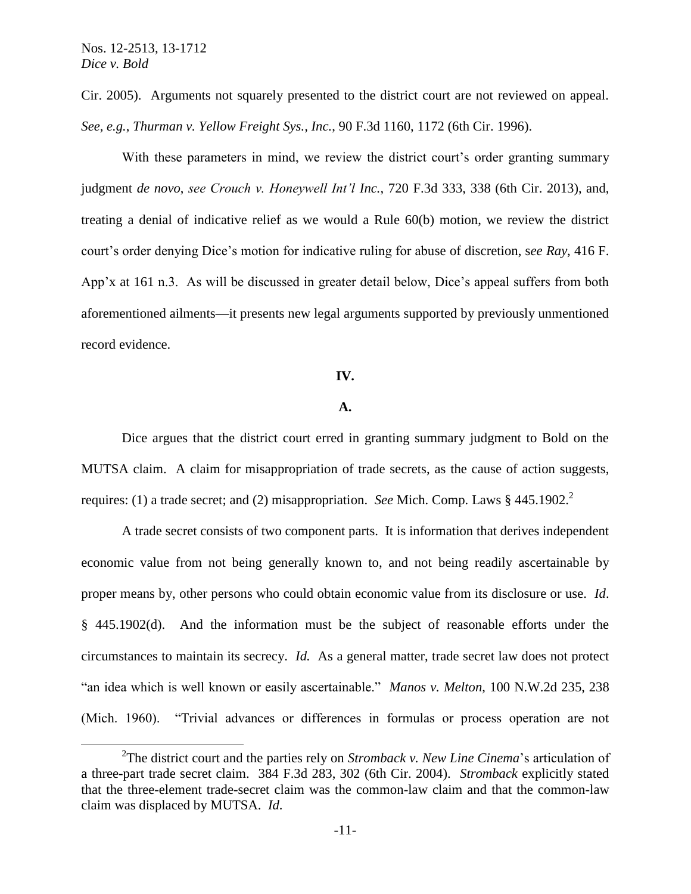Cir. 2005). Arguments not squarely presented to the district court are not reviewed on appeal. *See, e.g.*, *Thurman v. Yellow Freight Sys., Inc.*, 90 F.3d 1160, 1172 (6th Cir. 1996).

With these parameters in mind, we review the district court's order granting summary judgment *de novo*, *see Crouch v. Honeywell Int'l Inc.*, 720 F.3d 333, 338 (6th Cir. 2013), and, treating a denial of indicative relief as we would a Rule 60(b) motion, we review the district court's order denying Dice's motion for indicative ruling for abuse of discretion, s*ee Ray*, 416 F. App'x at 161 n.3. As will be discussed in greater detail below, Dice's appeal suffers from both aforementioned ailments—it presents new legal arguments supported by previously unmentioned record evidence.

## IV.

### A.

Dice argues that the district court erred in granting summary judgment to Bold on the MUTSA claim. A claim for misappropriation of trade secrets, as the cause of action suggests, requires: (1) a trade secret; and (2) misappropriation. *See* Mich. Comp. Laws § 445.1902.[2]

A trade secret consists of two component parts. It is information that derives independent economic value from not being generally known to, and not being readily ascertainable by proper means by, other persons who could obtain economic value from its disclosure or use. *Id*. § 445.1902(d). And the information must be the subject of reasonable efforts under the circumstances to maintain its secrecy. *Id.* As a general matter, trade secret law does not protect "an idea which is well known or easily ascertainable." *Manos v. Melton*, 100 N.W.2d 235, 238 (Mich. 1960). "Trivial advances or differences in formulas or process operation are not

[2]The district court and the parties rely on *Stromback v. New Line Cinema*'s articulation of a three-part trade secret claim. 384 F.3d 283, 302 (6th Cir. 2004). *Stromback* explicitly stated that the three-element trade-secret claim was the common-law claim and that the common-law claim was displaced by MUTSA. *Id*.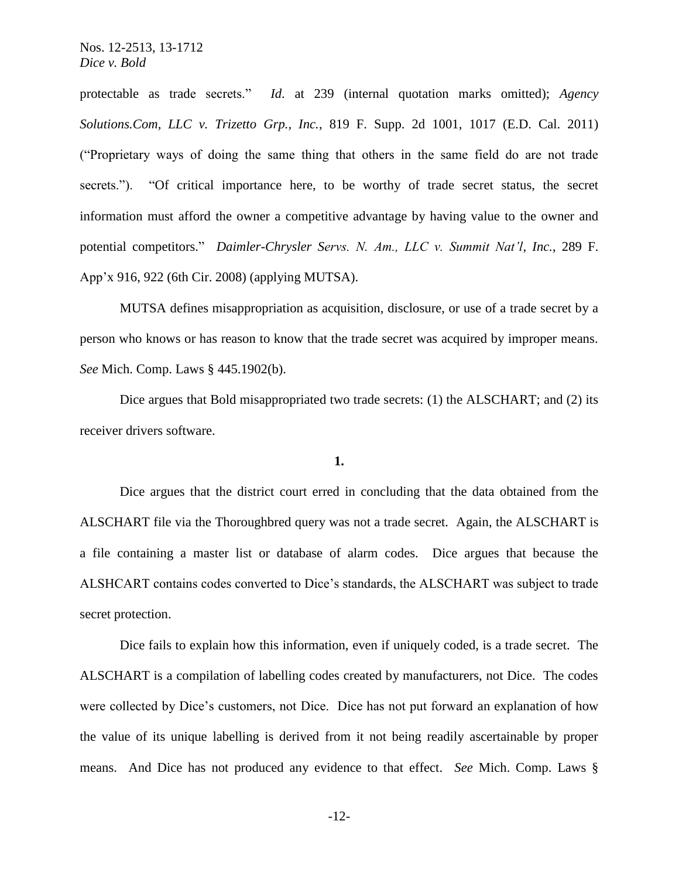protectable as trade secrets." *Id.* at 239 (internal quotation marks omitted); *Agency Solutions.Com, LLC v. Trizetto Grp., Inc.*, 819 F. Supp. 2d 1001, 1017 (E.D. Cal. 2011) ("Proprietary ways of doing the same thing that others in the same field do are not trade secrets."). "Of critical importance here, to be worthy of trade secret status, the secret information must afford the owner a competitive advantage by having value to the owner and potential competitors." *Daimler-Chrysler Servs. N. Am., LLC v. Summit Nat'l, Inc.*, 289 F. App'x 916, 922 (6th Cir. 2008) (applying MUTSA).

MUTSA defines misappropriation as acquisition, disclosure, or use of a trade secret by a person who knows or has reason to know that the trade secret was acquired by improper means. *See* Mich. Comp. Laws § 445.1902(b).

Dice argues that Bold misappropriated two trade secrets: (1) the ALSCHART; and (2) its receiver drivers software.

**1.**

Dice argues that the district court erred in concluding that the data obtained from the ALSCHART file via the Thoroughbred query was not a trade secret. Again, the ALSCHART is a file containing a master list or database of alarm codes. Dice argues that because the ALSHCART contains codes converted to Dice's standards, the ALSCHART was subject to trade secret protection.

Dice fails to explain how this information, even if uniquely coded, is a trade secret. The ALSCHART is a compilation of labelling codes created by manufacturers, not Dice. The codes were collected by Dice's customers, not Dice. Dice has not put forward an explanation of how the value of its unique labelling is derived from it not being readily ascertainable by proper means. And Dice has not produced any evidence to that effect. *See* Mich. Comp. Laws §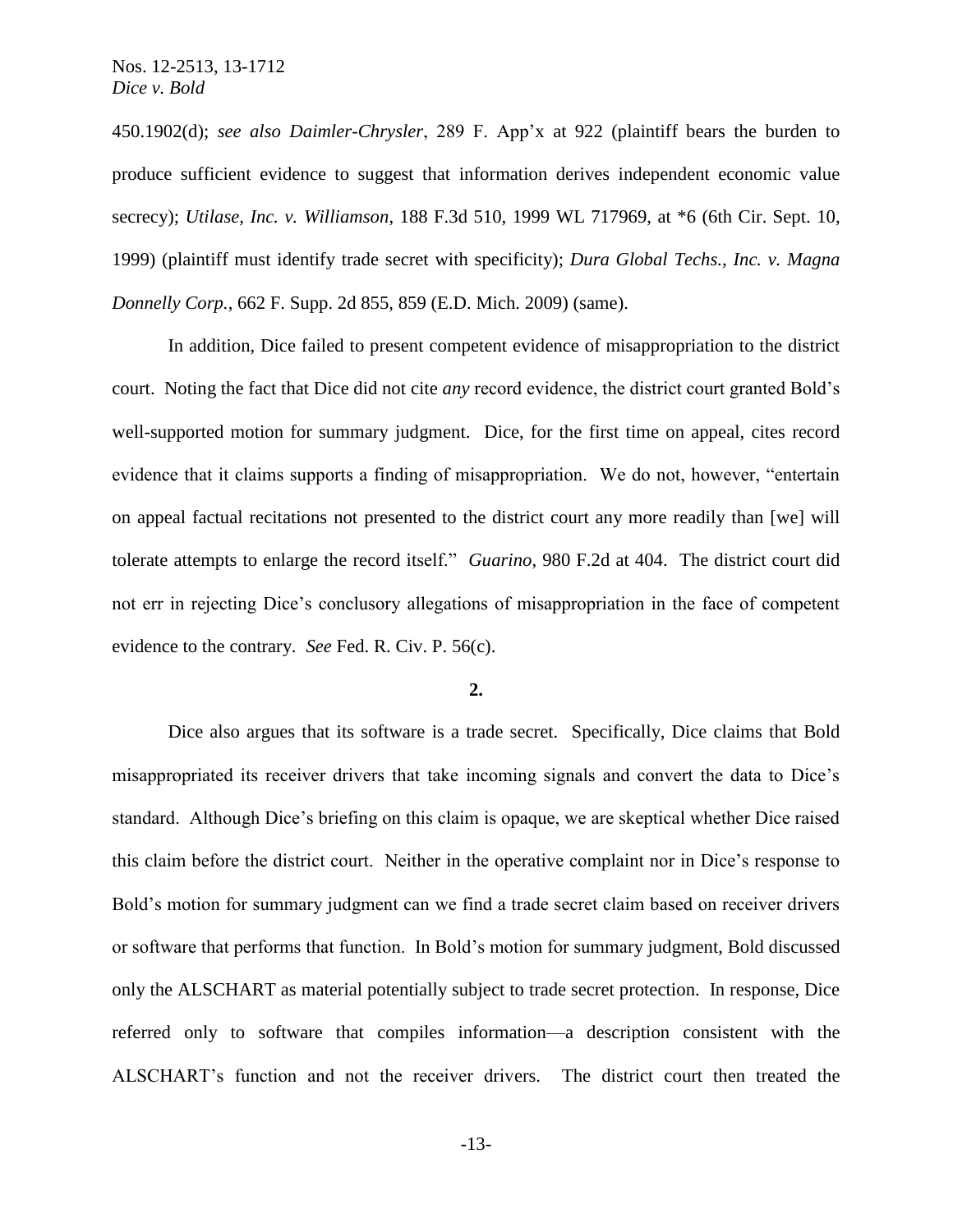450.1902(d); *see also Daimler-Chrysler*, 289 F. App'x at 922 (plaintiff bears the burden to produce sufficient evidence to suggest that information derives independent economic value secrecy); *Utilase, Inc. v. Williamson*, 188 F.3d 510, 1999 WL 717969, at *6 (6th Cir. Sept. 10, 1999) (plaintiff must identify trade secret with specificity); *Dura Global Techs., Inc. v. Magna Donnelly Corp.*, 662 F. Supp. 2d 855, 859 (E.D. Mich. 2009) (same).

In addition, Dice failed to present competent evidence of misappropriation to the district court. Noting the fact that Dice did not cite *any* record evidence, the district court granted Bold's well-supported motion for summary judgment. Dice, for the first time on appeal, cites record evidence that it claims supports a finding of misappropriation. We do not, however, "entertain on appeal factual recitations not presented to the district court any more readily than [we] will tolerate attempts to enlarge the record itself." *Guarino*, 980 F.2d at 404. The district court did not err in rejecting Dice's conclusory allegations of misappropriation in the face of competent evidence to the contrary. *See* Fed. R. Civ. P. 56(c).

**2.**

Dice also argues that its software is a trade secret. Specifically, Dice claims that Bold misappropriated its receiver drivers that take incoming signals and convert the data to Dice's standard. Although Dice's briefing on this claim is opaque, we are skeptical whether Dice raised this claim before the district court. Neither in the operative complaint nor in Dice's response to Bold's motion for summary judgment can we find a trade secret claim based on receiver drivers or software that performs that function. In Bold's motion for summary judgment, Bold discussed only the ALSCHART as material potentially subject to trade secret protection. In response, Dice referred only to software that compiles information—a description consistent with the ALSCHART's function and not the receiver drivers. The district court then treated the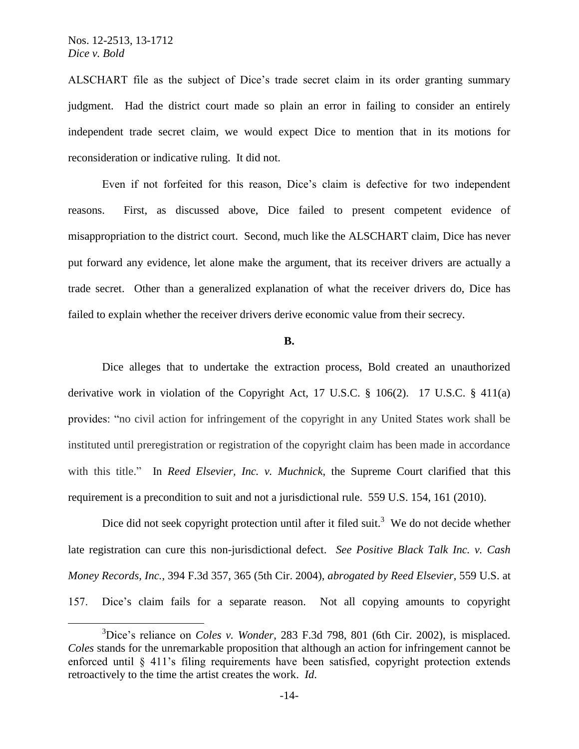ALSCHART file as the subject of Dice's trade secret claim in its order granting summary judgment. Had the district court made so plain an error in failing to consider an entirely independent trade secret claim, we would expect Dice to mention that in its motions for reconsideration or indicative ruling. It did not.

Even if not forfeited for this reason, Dice's claim is defective for two independent reasons. First, as discussed above, Dice failed to present competent evidence of misappropriation to the district court. Second, much like the ALSCHART claim, Dice has never put forward any evidence, let alone make the argument, that its receiver drivers are actually a trade secret. Other than a generalized explanation of what the receiver drivers do, Dice has failed to explain whether the receiver drivers derive economic value from their secrecy.

**B.**

Dice alleges that to undertake the extraction process, Bold created an unauthorized derivative work in violation of the Copyright Act, 17 U.S.C. § 106(2). 17 U.S.C. § 411(a) provides: "no civil action for infringement of the copyright in any United States work shall be instituted until preregistration or registration of the copyright claim has been made in accordance with this title." In *Reed Elsevier, Inc. v. Muchnick*, the Supreme Court clarified that this requirement is a precondition to suit and not a jurisdictional rule. 559 U.S. 154, 161 (2010).

Dice did not seek copyright protection until after it filed suit.[3] We do not decide whether late registration can cure this non-jurisdictional defect. *See Positive Black Talk Inc. v. Cash Money Records, Inc.*, 394 F.3d 357, 365 (5th Cir. 2004), *abrogated by Reed Elsevier*, 559 U.S. at 157. Dice's claim fails for a separate reason. Not all copying amounts to copyright

[3] Dice's reliance on *Coles v. Wonder*, 283 F.3d 798, 801 (6th Cir. 2002), is misplaced. *Coles* stands for the unremarkable proposition that although an action for infringement cannot be enforced until § 411's filing requirements have been satisfied, copyright protection extends retroactively to the time the artist creates the work. *Id.*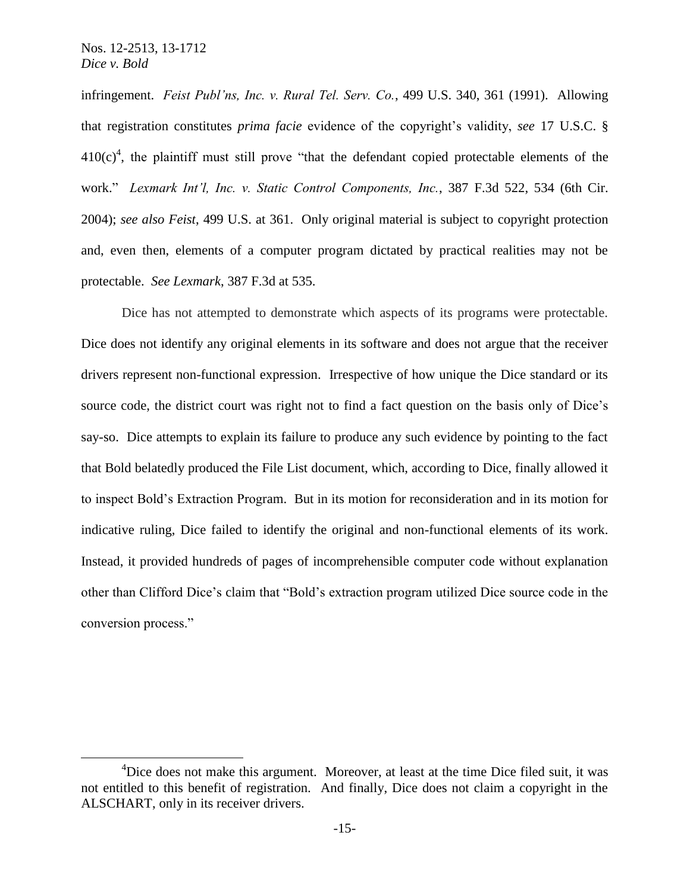infringement. *Feist Publ'ns, Inc. v. Rural Tel. Serv. Co.*, 499 U.S. 340, 361 (1991). Allowing that registration constitutes *prima facie* evidence of the copyright's validity, *see* 17 U.S.C. § 410(c)[4], the plaintiff must still prove "that the defendant copied protectable elements of the work." *Lexmark Int'l, Inc. v. Static Control Components, Inc.*, 387 F.3d 522, 534 (6th Cir. 2004); *see also Feist*, 499 U.S. at 361. Only original material is subject to copyright protection and, even then, elements of a computer program dictated by practical realities may not be protectable. *See Lexmark*, 387 F.3d at 535.

Dice has not attempted to demonstrate which aspects of its programs were protectable. Dice does not identify any original elements in its software and does not argue that the receiver drivers represent non-functional expression. Irrespective of how unique the Dice standard or its source code, the district court was right not to find a fact question on the basis only of Dice's say-so. Dice attempts to explain its failure to produce any such evidence by pointing to the fact that Bold belatedly produced the File List document, which, according to Dice, finally allowed it to inspect Bold's Extraction Program. But in its motion for reconsideration and in its motion for indicative ruling, Dice failed to identify the original and non-functional elements of its work. Instead, it provided hundreds of pages of incomprehensible computer code without explanation other than Clifford Dice's claim that "Bold's extraction program utilized Dice source code in the conversion process."

---

[4]Dice does not make this argument. Moreover, at least at the time Dice filed suit, it was not entitled to this benefit of registration. And finally, Dice does not claim a copyright in the ALSCHART, only in its receiver drivers.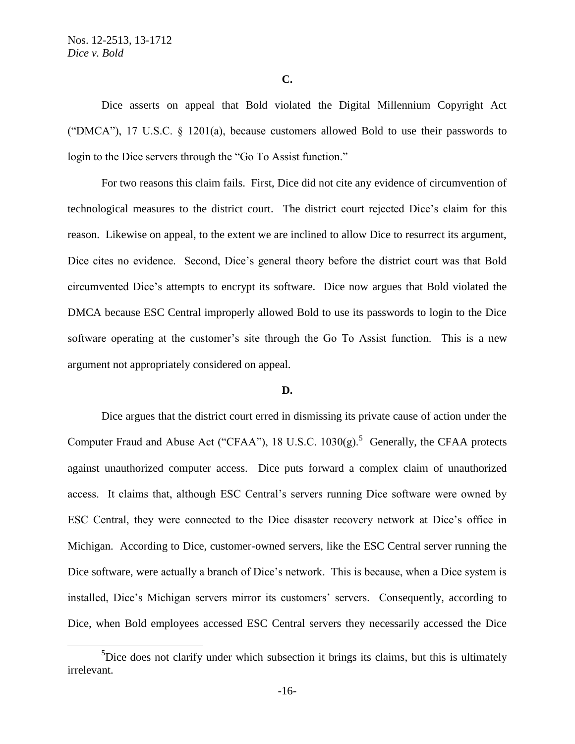**C.**

Dice asserts on appeal that Bold violated the Digital Millennium Copyright Act ("DMCA"), 17 U.S.C. § 1201(a), because customers allowed Bold to use their passwords to login to the Dice servers through the "Go To Assist function."

For two reasons this claim fails. First, Dice did not cite any evidence of circumvention of technological measures to the district court. The district court rejected Dice's claim for this reason. Likewise on appeal, to the extent we are inclined to allow Dice to resurrect its argument, Dice cites no evidence. Second, Dice's general theory before the district court was that Bold circumvented Dice's attempts to encrypt its software. Dice now argues that Bold violated the DMCA because ESC Central improperly allowed Bold to use its passwords to login to the Dice software operating at the customer's site through the Go To Assist function. This is a new argument not appropriately considered on appeal.

**D.**

Dice argues that the district court erred in dismissing its private cause of action under the Computer Fraud and Abuse Act ("CFAA"), 18 U.S.C. 1030(g).[5] Generally, the CFAA protects against unauthorized computer access. Dice puts forward a complex claim of unauthorized access. It claims that, although ESC Central's servers running Dice software were owned by ESC Central, they were connected to the Dice disaster recovery network at Dice's office in Michigan. According to Dice, customer-owned servers, like the ESC Central server running the Dice software, were actually a branch of Dice's network. This is because, when a Dice system is installed, Dice's Michigan servers mirror its customers' servers. Consequently, according to Dice, when Bold employees accessed ESC Central servers they necessarily accessed the Dice

[5]Dice does not clarify under which subsection it brings its claims, but this is ultimately irrelevant.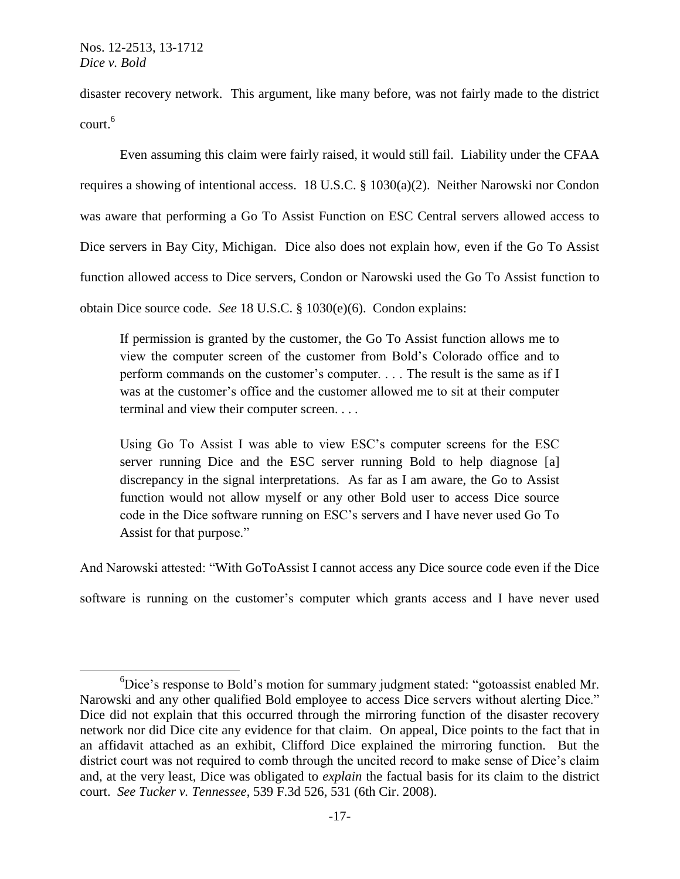disaster recovery network. This argument, like many before, was not fairly made to the district court.[6]

Even assuming this claim were fairly raised, it would still fail. Liability under the CFAA requires a showing of intentional access. 18 U.S.C. § 1030(a)(2). Neither Narowski nor Condon was aware that performing a Go To Assist Function on ESC Central servers allowed access to Dice servers in Bay City, Michigan. Dice also does not explain how, even if the Go To Assist function allowed access to Dice servers, Condon or Narowski used the Go To Assist function to obtain Dice source code. *See* 18 U.S.C. § 1030(e)(6). Condon explains:

> If permission is granted by the customer, the Go To Assist function allows me to view the computer screen of the customer from Bold's Colorado office and to perform commands on the customer's computer. . . . The result is the same as if I was at the customer's office and the customer allowed me to sit at their computer terminal and view their computer screen. . . .
>
> Using Go To Assist I was able to view ESC's computer screens for the ESC server running Dice and the ESC server running Bold to help diagnose [a] discrepancy in the signal interpretations. As far as I am aware, the Go to Assist function would not allow myself or any other Bold user to access Dice source code in the Dice software running on ESC's servers and I have never used Go To Assist for that purpose."

And Narowski attested: "With GoToAssist I cannot access any Dice source code even if the Dice software is running on the customer's computer which grants access and I have never used

[6] Dice's response to Bold's motion for summary judgment stated: "gotoassist enabled Mr. Narowski and any other qualified Bold employee to access Dice servers without alerting Dice." Dice did not explain that this occurred through the mirroring function of the disaster recovery network nor did Dice cite any evidence for that claim. On appeal, Dice points to the fact that in an affidavit attached as an exhibit, Clifford Dice explained the mirroring function. But the district court was not required to comb through the uncited record to make sense of Dice's claim and, at the very least, Dice was obligated to *explain* the factual basis for its claim to the district court. *See Tucker v. Tennessee*, 539 F.3d 526, 531 (6th Cir. 2008).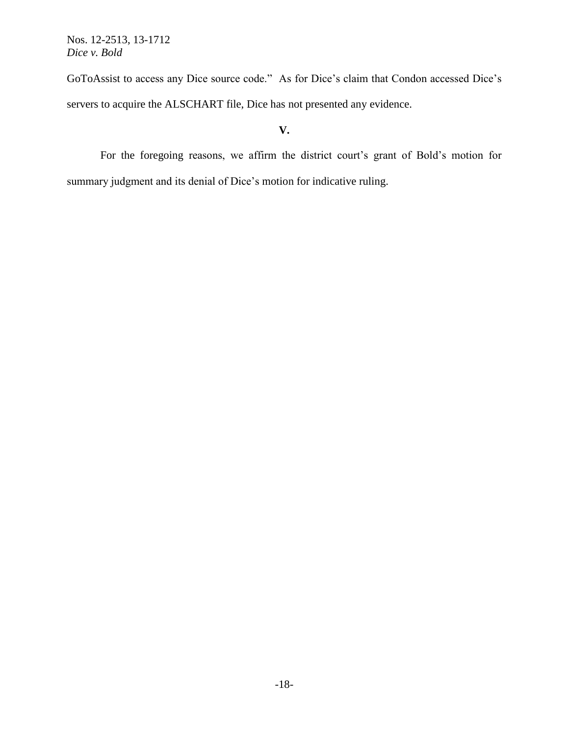GoToAssist to access any Dice source code." As for Dice's claim that Condon accessed Dice's servers to acquire the ALSCHART file, Dice has not presented any evidence.

## V.

For the foregoing reasons, we affirm the district court's grant of Bold's motion for summary judgment and its denial of Dice's motion for indicative ruling.